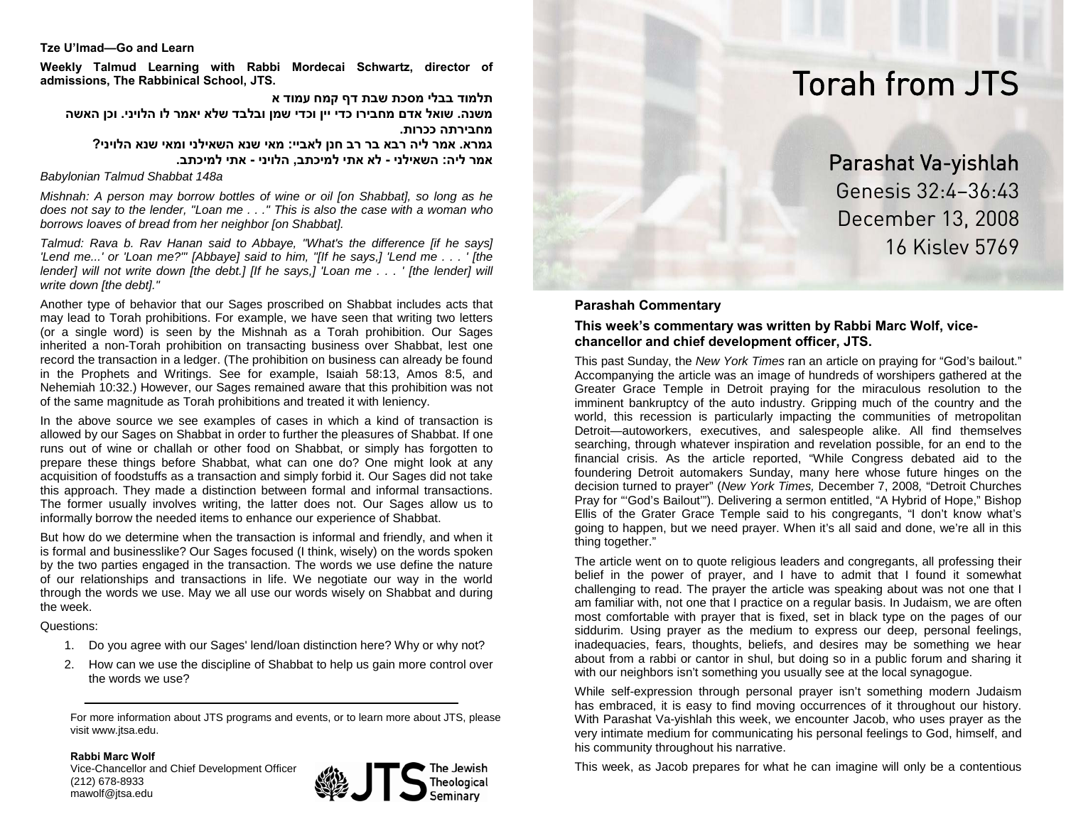**Tze U'lmad—Go and Learn**

**Weekly Talmud Learning with Rabbi Mordecai Schwartz, director of admissions, The Rabbinical School, JTS.**

**תלמוד בבלי מסכת שבת דף קמח עמוד א**

**משנה. שואל אדם מחבירו כדי יין וכדי שמן ובלבד שלא יאמר לו הלויני. וכן האשה מחבירתה ככרות.**

**גמרא. אמר ליה רבא בר רב חנן לאביי: מאי שנא השאילני ומאי שנא הלויני?**

**אמר ליה: השאילני - לא אתי למיכתב, הלויני - אתי למיכתב.**

*Babylonian Talmud Shabbat 148a*

*Mishnah: A person may borrow bottles of wine or oil [on Shabbat], so long as he does not say to the lender, "Loan me . . ." This is also the case with a woman who borrows loaves of bread from her neighbor [on Shabbat].*

*Talmud: Rava b. Rav Hanan said to Abbaye, "What's the difference [if he says] 'Lend me...' or 'Loan me?'" [Abbaye] said to him, "[If he says,] 'Lend me . . . ' [the lender] will not write down [the debt.] [If he says,] 'Loan me . . . ' [the lender] will write down [the debt]."*

Another type of behavior that our Sages proscribed on Shabbat includes acts that may lead to Torah prohibitions. For example, we have seen that writing two letters (or a single word) is seen by the Mishnah as a Torah prohibition. Our Sages inherited a non-Torah prohibition on transacting business over Shabbat, lest one record the transaction in a ledger. (The prohibition on business can already be found in the Prophets and Writings. See for example, Isaiah 58:13, Amos 8:5, and Nehemiah 10:32.) However, our Sages remained aware that this prohibition was not of the same magnitude as Torah prohibitions and treated it with leniency.

In the above source we see examples of cases in which a kind of transaction is allowed by our Sages on Shabbat in order to further the pleasures of Shabbat. If one runs out of wine or challah or other food on Shabbat, or simply has forgotten to prepare these things before Shabbat, what can one do? One might look at any acquisition of foodstuffs as a transaction and simply forbid it. Our Sages did not take this approach. They made a distinction between formal and informal transactions. The former usually involves writing, the latter does not. Our Sages allow us to informally borrow the needed items to enhance our experience of Shabbat.

But how do we determine when the transaction is informal and friendly, and when it is formal and businesslike? Our Sages focused (I think, wisely) on the words spoken by the two parties engaged in the transaction. The words we use define the nature of our relationships and transactions in life. We negotiate our way in the world through the words we use. May we all use our words wisely on Shabbat and during the week.

Questions:

1. Do you agree with our Sages' lend/loan distinction here? Why or why not?
2. How can we use the discipline of Shabbat to help us gain more control over the words we use?

---

For more information about JTS programs and events, or to learn more about JTS, please visit www.jtsa.edu.

**Rabbi Marc Wolf**
Vice-Chancellor and Chief Development Officer
(212) 678-8933
mawolf@jtsa.edu

The Jewish Theological Seminary

# Torah from JTS

## Parashat Va-yishlah

Genesis 32:4–36:43
December 13, 2008
16 Kislev 5769

### Parashah Commentary

**This week's commentary was written by Rabbi Marc Wolf, vice-chancellor and chief development officer, JTS.**

This past Sunday, the *New York Times* ran an article on praying for "God's bailout." Accompanying the article was an image of hundreds of worshipers gathered at the Greater Grace Temple in Detroit praying for the miraculous resolution to the imminent bankruptcy of the auto industry. Gripping much of the country and the world, this recession is particularly impacting the communities of metropolitan Detroit—autoworkers, executives, and salespeople alike. All find themselves searching, through whatever inspiration and revelation possible, for an end to the financial crisis. As the article reported, "While Congress debated aid to the foundering Detroit automakers Sunday, many here whose future hinges on the decision turned to prayer" (*New York Times,* December 7, 2008*,* "Detroit Churches Pray for "'God's Bailout'"). Delivering a sermon entitled, "A Hybrid of Hope," Bishop Ellis of the Grater Grace Temple said to his congregants, "I don't know what's going to happen, but we need prayer. When it's all said and done, we're all in this thing together."

The article went on to quote religious leaders and congregants, all professing their belief in the power of prayer, and I have to admit that I found it somewhat challenging to read. The prayer the article was speaking about was not one that I am familiar with, not one that I practice on a regular basis. In Judaism, we are often most comfortable with prayer that is fixed, set in black type on the pages of our siddurim. Using prayer as the medium to express our deep, personal feelings, inadequacies, fears, thoughts, beliefs, and desires may be something we hear about from a rabbi or cantor in shul, but doing so in a public forum and sharing it with our neighbors isn't something you usually see at the local synagogue.

While self-expression through personal prayer isn't something modern Judaism has embraced, it is easy to find moving occurrences of it throughout our history. With Parashat Va-yishlah this week, we encounter Jacob, who uses prayer as the very intimate medium for communicating his personal feelings to God, himself, and his community throughout his narrative.

This week, as Jacob prepares for what he can imagine will only be a contentious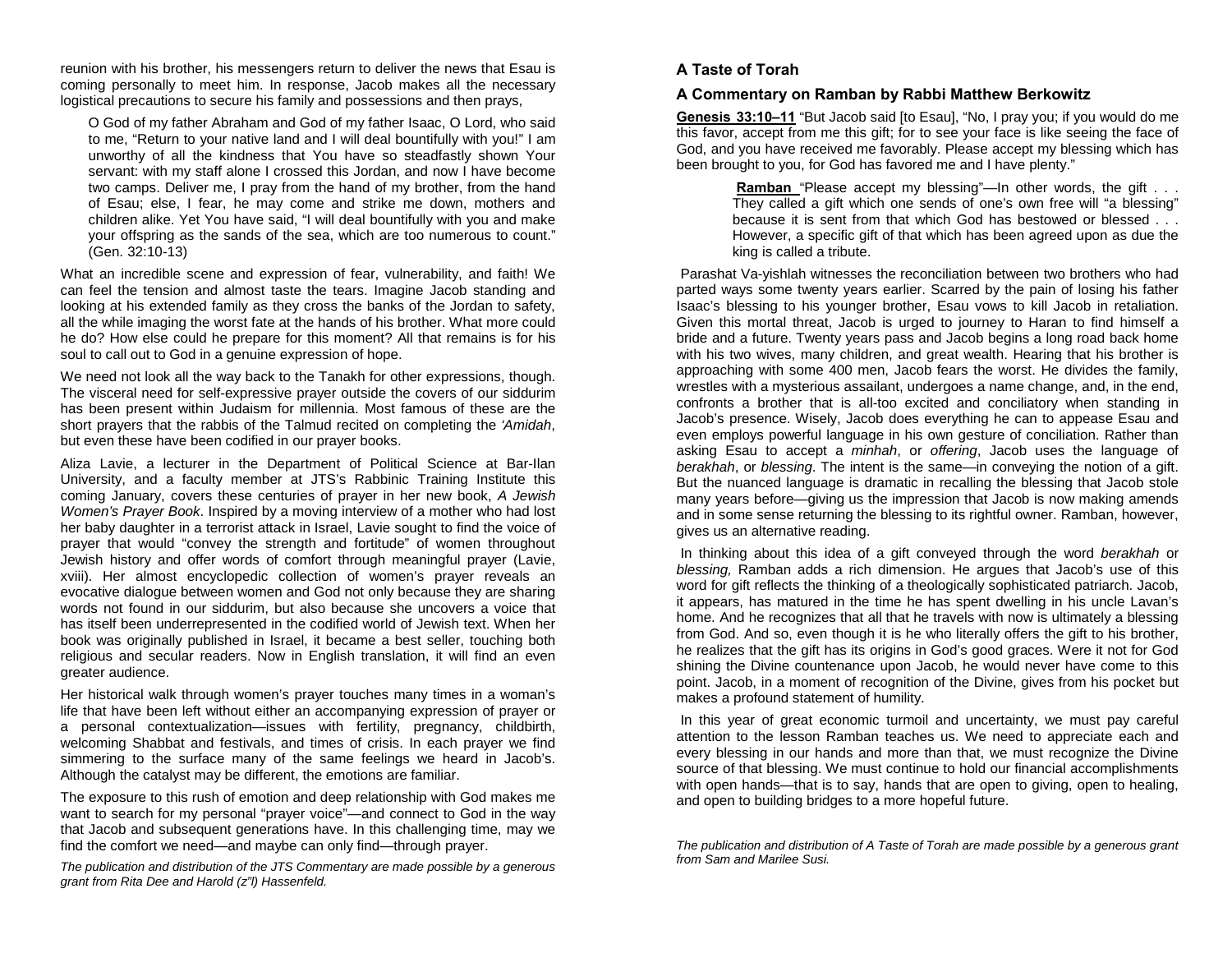reunion with his brother, his messengers return to deliver the news that Esau is coming personally to meet him. In response, Jacob makes all the necessary logistical precautions to secure his family and possessions and then prays,

> O God of my father Abraham and God of my father Isaac, O Lord, who said to me, "Return to your native land and I will deal bountifully with you!" I am unworthy of all the kindness that You have so steadfastly shown Your servant: with my staff alone I crossed this Jordan, and now I have become two camps. Deliver me, I pray from the hand of my brother, from the hand of Esau; else, I fear, he may come and strike me down, mothers and children alike. Yet You have said, "I will deal bountifully with you and make your offspring as the sands of the sea, which are too numerous to count." (Gen. 32:10-13)

What an incredible scene and expression of fear, vulnerability, and faith! We can feel the tension and almost taste the tears. Imagine Jacob standing and looking at his extended family as they cross the banks of the Jordan to safety, all the while imaging the worst fate at the hands of his brother. What more could he do? How else could he prepare for this moment? All that remains is for his soul to call out to God in a genuine expression of hope.

We need not look all the way back to the Tanakh for other expressions, though. The visceral need for self-expressive prayer outside the covers of our siddurim has been present within Judaism for millennia. Most famous of these are the short prayers that the rabbis of the Talmud recited on completing the *'Amidah*, but even these have been codified in our prayer books.

Aliza Lavie, a lecturer in the Department of Political Science at Bar-Ilan University, and a faculty member at JTS's Rabbinic Training Institute this coming January, covers these centuries of prayer in her new book, *A Jewish Women's Prayer Book*. Inspired by a moving interview of a mother who had lost her baby daughter in a terrorist attack in Israel, Lavie sought to find the voice of prayer that would "convey the strength and fortitude" of women throughout Jewish history and offer words of comfort through meaningful prayer (Lavie, xviii). Her almost encyclopedic collection of women's prayer reveals an evocative dialogue between women and God not only because they are sharing words not found in our siddurim, but also because she uncovers a voice that has itself been underrepresented in the codified world of Jewish text. When her book was originally published in Israel, it became a best seller, touching both religious and secular readers. Now in English translation, it will find an even greater audience.

Her historical walk through women's prayer touches many times in a woman's life that have been left without either an accompanying expression of prayer or a personal contextualization—issues with fertility, pregnancy, childbirth, welcoming Shabbat and festivals, and times of crisis. In each prayer we find simmering to the surface many of the same feelings we heard in Jacob's. Although the catalyst may be different, the emotions are familiar.

The exposure to this rush of emotion and deep relationship with God makes me want to search for my personal "prayer voice"—and connect to God in the way that Jacob and subsequent generations have. In this challenging time, may we find the comfort we need—and maybe can only find—through prayer.

*The publication and distribution of the JTS Commentary are made possible by a generous grant from Rita Dee and Harold (z"l) Hassenfeld.*

## A Taste of Torah

## A Commentary on Ramban by Rabbi Matthew Berkowitz

**Genesis 33:10–11** "But Jacob said [to Esau], "No, I pray you; if you would do me this favor, accept from me this gift; for to see your face is like seeing the face of God, and you have received me favorably. Please accept my blessing which has been brought to you, for God has favored me and I have plenty."

> **Ramban** "Please accept my blessing"—In other words, the gift . . . They called a gift which one sends of one's own free will "a blessing" because it is sent from that which God has bestowed or blessed . . . However, a specific gift of that which has been agreed upon as due the king is called a tribute.

Parashat Va-yishlah witnesses the reconciliation between two brothers who had parted ways some twenty years earlier. Scarred by the pain of losing his father Isaac's blessing to his younger brother, Esau vows to kill Jacob in retaliation. Given this mortal threat, Jacob is urged to journey to Haran to find himself a bride and a future. Twenty years pass and Jacob begins a long road back home with his two wives, many children, and great wealth. Hearing that his brother is approaching with some 400 men, Jacob fears the worst. He divides the family, wrestles with a mysterious assailant, undergoes a name change, and, in the end, confronts a brother that is all-too excited and conciliatory when standing in Jacob's presence. Wisely, Jacob does everything he can to appease Esau and even employs powerful language in his own gesture of conciliation. Rather than asking Esau to accept a *minhah*, or *offering*, Jacob uses the language of *berakhah*, or *blessing*. The intent is the same—in conveying the notion of a gift. But the nuanced language is dramatic in recalling the blessing that Jacob stole many years before—giving us the impression that Jacob is now making amends and in some sense returning the blessing to its rightful owner. Ramban, however, gives us an alternative reading.

In thinking about this idea of a gift conveyed through the word *berakhah* or *blessing,* Ramban adds a rich dimension. He argues that Jacob's use of this word for gift reflects the thinking of a theologically sophisticated patriarch. Jacob, it appears, has matured in the time he has spent dwelling in his uncle Lavan's home. And he recognizes that all that he travels with now is ultimately a blessing from God. And so, even though it is he who literally offers the gift to his brother, he realizes that the gift has its origins in God's good graces. Were it not for God shining the Divine countenance upon Jacob, he would never have come to this point. Jacob, in a moment of recognition of the Divine, gives from his pocket but makes a profound statement of humility.

In this year of great economic turmoil and uncertainty, we must pay careful attention to the lesson Ramban teaches us. We need to appreciate each and every blessing in our hands and more than that, we must recognize the Divine source of that blessing. We must continue to hold our financial accomplishments with open hands—that is to say, hands that are open to giving, open to healing, and open to building bridges to a more hopeful future.

*The publication and distribution of A Taste of Torah are made possible by a generous grant from Sam and Marilee Susi.*